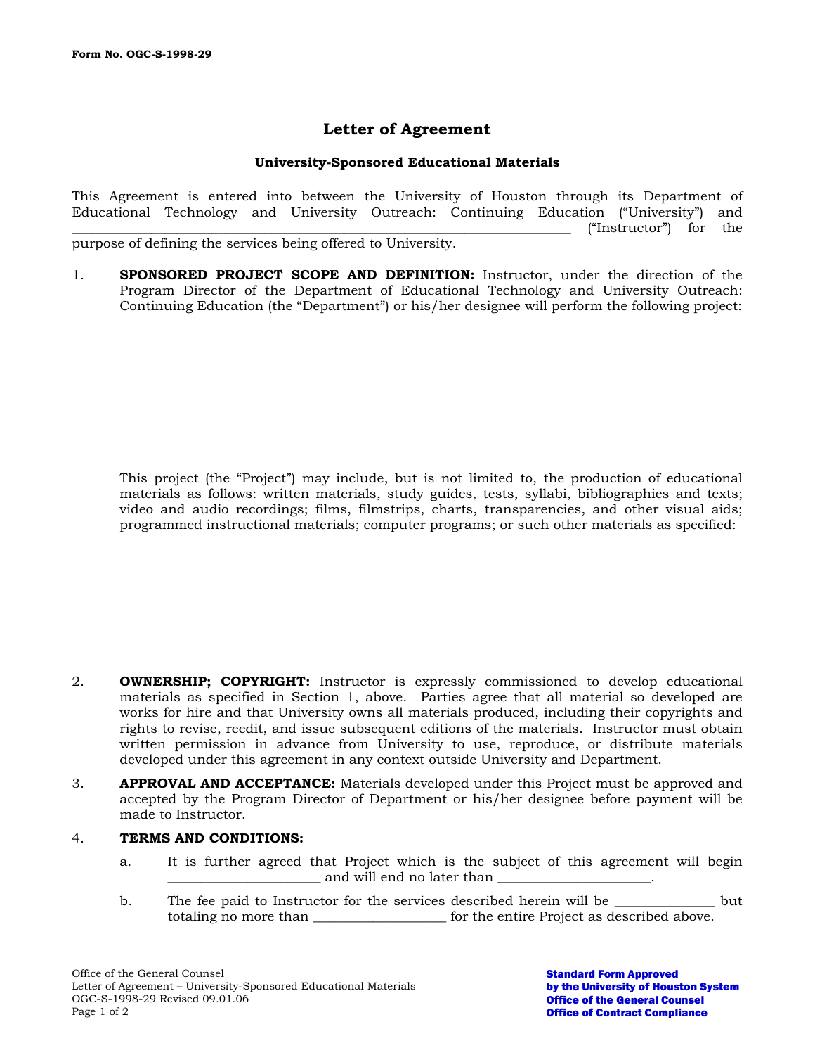Form No. OGC-S-1998-29

# Letter of Agreement

### University-Sponsored Educational Materials

This Agreement is entered into between the University of Houston through its Department of Educational Technology and University Outreach: Continuing Education ("University") and ________________________________________________________________________ ("Instructor") for the purpose of defining the services being offered to University.

1. **SPONSORED PROJECT SCOPE AND DEFINITION:** Instructor, under the direction of the Program Director of the Department of Educational Technology and University Outreach: Continuing Education (the "Department") or his/her designee will perform the following project:

   This project (the "Project") may include, but is not limited to, the production of educational materials as follows: written materials, study guides, tests, syllabi, bibliographies and texts; video and audio recordings; films, filmstrips, charts, transparencies, and other visual aids; programmed instructional materials; computer programs; or such other materials as specified:

2. **OWNERSHIP; COPYRIGHT:** Instructor is expressly commissioned to develop educational materials as specified in Section 1, above. Parties agree that all material so developed are works for hire and that University owns all materials produced, including their copyrights and rights to revise, reedit, and issue subsequent editions of the materials. Instructor must obtain written permission in advance from University to use, reproduce, or distribute materials developed under this agreement in any context outside University and Department.

3. **APPROVAL AND ACCEPTANCE:** Materials developed under this Project must be approved and accepted by the Program Director of Department or his/her designee before payment will be made to Instructor.

4. **TERMS AND CONDITIONS:**

   a. It is further agreed that Project which is the subject of this agreement will begin ______________________ and will end no later than ______________________.

   b. The fee paid to Instructor for the services described herein will be ______________ but totaling no more than ___________________ for the entire Project as described above.

Office of the General Counsel
Letter of Agreement – University-Sponsored Educational Materials
OGC-S-1998-29 Revised 09.01.06

**Standard Form Approved by the University of Houston System Office of the General Counsel Office of Contract Compliance**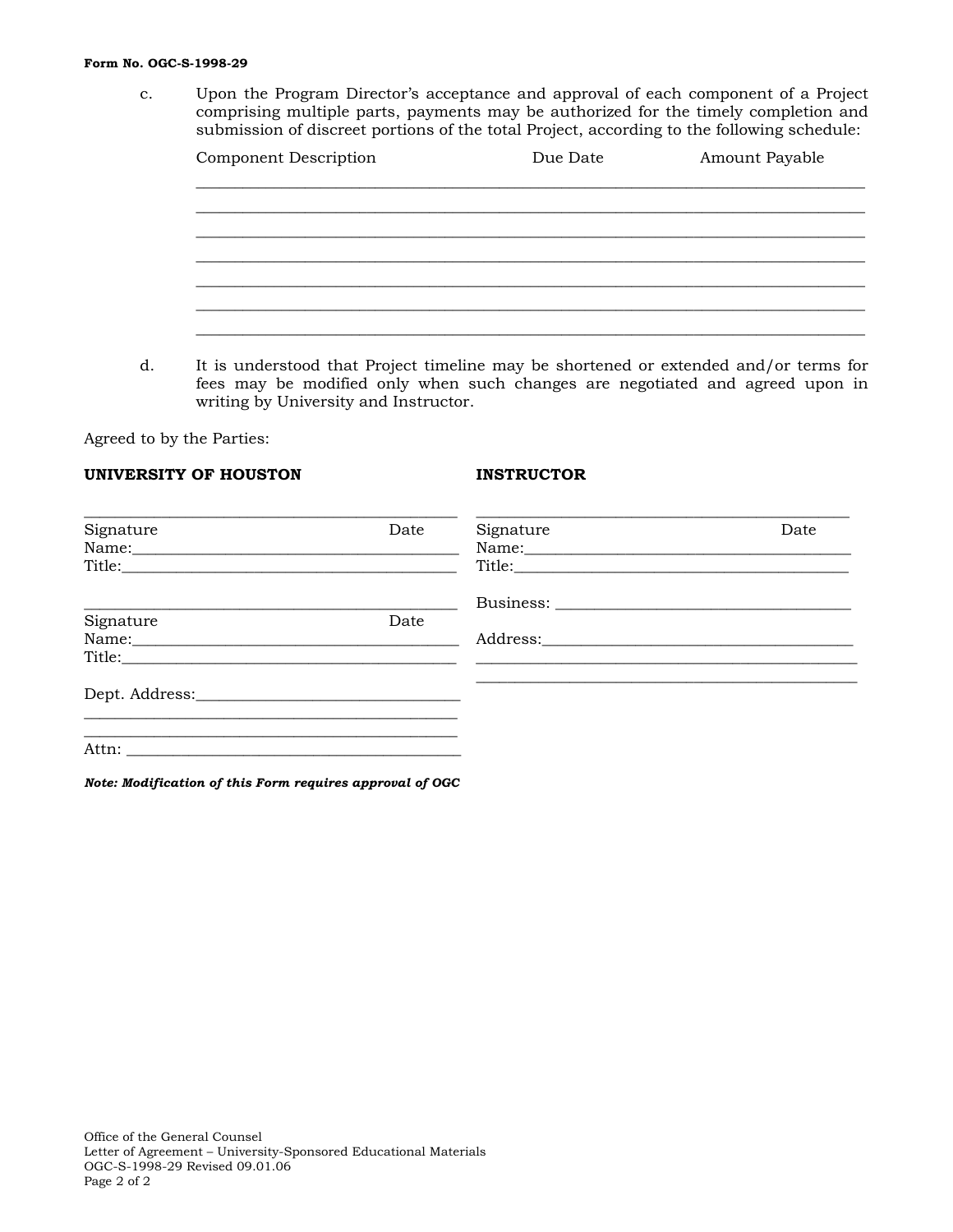c. Upon the Program Director's acceptance and approval of each component of a Project comprising multiple parts, payments may be authorized for the timely completion and submission of discreet portions of the total Project, according to the following schedule:

| Component Description | Due Date | Amount Payable |
|---|---|---|
| | | |
| | | |
| | | |
| | | |
| | | |
| | | |
| | | |

d. It is understood that Project timeline may be shortened or extended and/or terms for fees may be modified only when such changes are negotiated and agreed upon in writing by University and Instructor.

Agreed to by the Parties:

**UNIVERSITY OF HOUSTON**

_______________________________________________
Signature Date
Name:__________________________________________
Title:___________________________________________

_______________________________________________
Signature Date
Name:__________________________________________
Title:___________________________________________

Dept. Address:_________________________________
_______________________________________________
_______________________________________________
Attn: __________________________________________

**INSTRUCTOR**

_______________________________________________
Signature Date
Name:__________________________________________
Title:___________________________________________

Business: ______________________________________

Address:________________________________________
_______________________________________________
_______________________________________________

***Note: Modification of this Form requires approval of OGC***